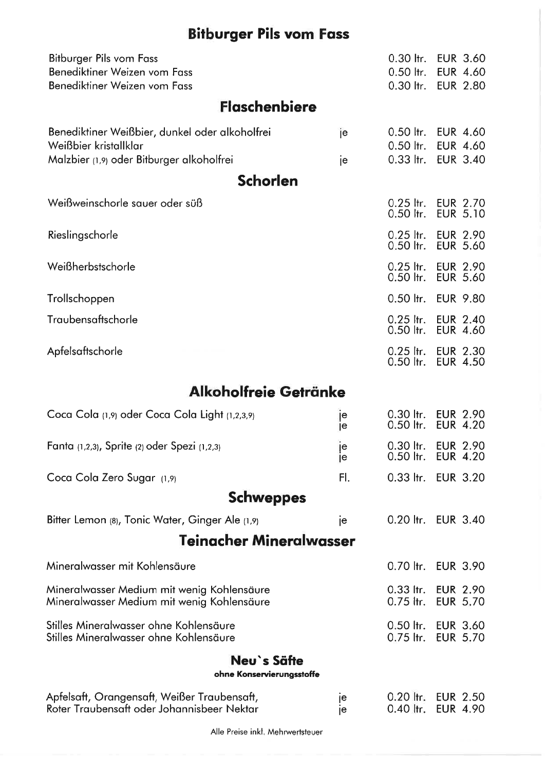## Bitburger Pils vom Fass

| | | | |
|---|---|---|---|
| Bitburger Pils vom Fass | | 0.30 ltr. | EUR 3.60 |
| Benediktiner Weizen vom Fass | | 0.50 ltr. | EUR 4.60 |
| Benediktiner Weizen vom Fass | | 0.30 ltr. | EUR 2.80 |

## Flaschenbiere

| | | | |
|---|---|---|---|
| Benediktiner Weißbier, dunkel oder alkoholfrei | je | 0.50 ltr. | EUR 4.60 |
| Weißbier kristallklar | | 0.50 ltr. | EUR 4.60 |
| Malzbier (1,9) oder Bitburger alkoholfrei | je | 0.33 ltr. | EUR 3.40 |

## Schorlen

| | | | |
|---|---|---|---|
| Weißweinschorle sauer oder süß | | 0.25 ltr.<br>0.50 ltr. | EUR 2.70<br>EUR 5.10 |
| Rieslingschorle | | 0.25 ltr.<br>0.50 ltr. | EUR 2.90<br>EUR 5.60 |
| Weißherbstschorle | | 0.25 ltr.<br>0.50 ltr. | EUR 2.90<br>EUR 5.60 |
| Trollschoppen | | 0.50 ltr. | EUR 9.80 |
| Traubensaftschorle | | 0.25 ltr.<br>0.50 ltr. | EUR 2.40<br>EUR 4.60 |
| Apfelsaftschorle | | 0.25 ltr.<br>0.50 ltr. | EUR 2.30<br>EUR 4.50 |

## Alkoholfreie Getränke

| | | | |
|---|---|---|---|
| Coca Cola (1,9) oder Coca Cola Light (1,2,3,9) | je<br>je | 0.30 ltr.<br>0.50 ltr. | EUR 2.90<br>EUR 4.20 |
| Fanta (1,2,3), Sprite (2) oder Spezi (1,2,3) | je<br>je | 0.30 ltr.<br>0.50 ltr. | EUR 2.90<br>EUR 4.20 |
| Coca Cola Zero Sugar (1,9) | Fl. | 0.33 ltr. | EUR 3.20 |

## Schweppes

| | | | |
|---|---|---|---|
| Bitter Lemon (8), Tonic Water, Ginger Ale (1,9) | je | 0.20 ltr. | EUR 3.40 |

## Teinacher Mineralwasser

| | | | |
|---|---|---|---|
| Mineralwasser mit Kohlensäure | | 0.70 ltr. | EUR 3.90 |
| Mineralwasser Medium mit wenig Kohlensäure | | 0.33 ltr. | EUR 2.90 |
| Mineralwasser Medium mit wenig Kohlensäure | | 0.75 ltr. | EUR 5.70 |
| Stilles Mineralwasser ohne Kohlensäure | | 0.50 ltr. | EUR 3.60 |
| Stilles Mineralwasser ohne Kohlensäure | | 0.75 ltr. | EUR 5.70 |

## Neu`s Säfte

**ohne Konservierungsstoffe**

| | | | |
|---|---|---|---|
| Apfelsaft, Orangensaft, Weißer Traubensaft,<br>Roter Traubensaft oder Johannisbeer Nektar | je<br>je | 0.20 ltr.<br>0.40 ltr. | EUR 2.50<br>EUR 4.90 |

Alle Preise inkl. Mehrwertsteuer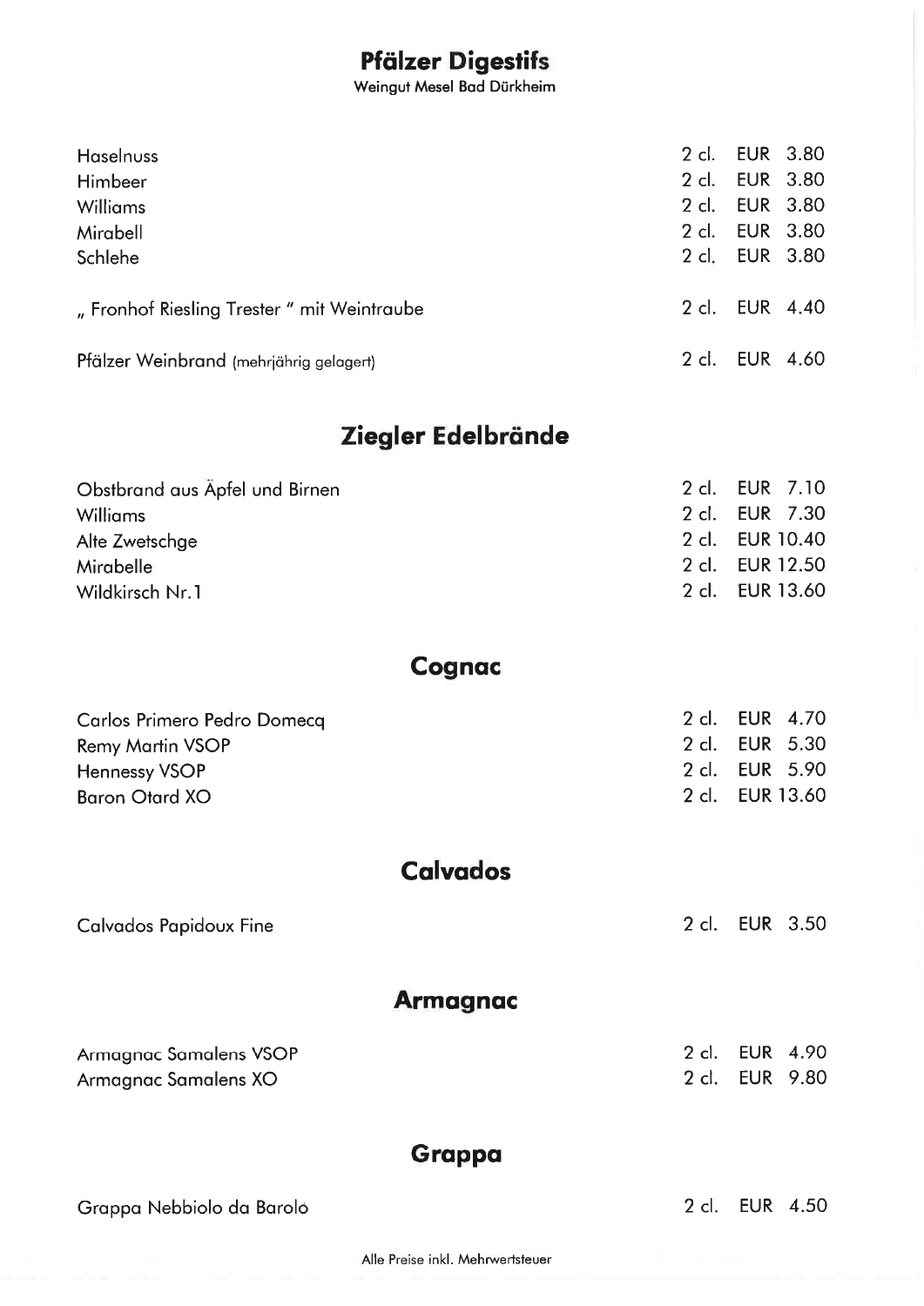## Pfälzer Digestifs

Weingut Mesel Bad Dürkheim

| | | |
|---|---|---|
| Haselnuss | 2 cl. | EUR 3.80 |
| Himbeer | 2 cl. | EUR 3.80 |
| Williams | 2 cl. | EUR 3.80 |
| Mirabell | 2 cl. | EUR 3.80 |
| Schlehe | 2 cl. | EUR 3.80 |
| „ Fronhof Riesling Trester " mit Weintraube | 2 cl. | EUR 4.40 |
| Pfälzer Weinbrand (mehrjährig gelagert) | 2 cl. | EUR 4.60 |

## Ziegler Edelbrände

| | | |
|---|---|---|
| Obstbrand aus Äpfel und Birnen | 2 cl. | EUR 7.10 |
| Williams | 2 cl. | EUR 7.30 |
| Alte Zwetschge | 2 cl. | EUR 10.40 |
| Mirabelle | 2 cl. | EUR 12.50 |
| Wildkirsch Nr.1 | 2 cl. | EUR 13.60 |

## Cognac

| | | |
|---|---|---|
| Carlos Primero Pedro Domecq | 2 cl. | EUR 4.70 |
| Remy Martin VSOP | 2 cl. | EUR 5.30 |
| Hennessy VSOP | 2 cl. | EUR 5.90 |
| Baron Otard XO | 2 cl. | EUR 13.60 |

## Calvados

| | | |
|---|---|---|
| Calvados Papidoux Fine | 2 cl. | EUR 3.50 |

## Armagnac

| | | |
|---|---|---|
| Armagnac Samalens VSOP | 2 cl. | EUR 4.90 |
| Armagnac Samalens XO | 2 cl. | EUR 9.80 |

## Grappa

| | | |
|---|---|---|
| Grappa Nebbiolo da Barolo | 2 cl. | EUR 4.50 |

Alle Preise inkl. Mehrwertsteuer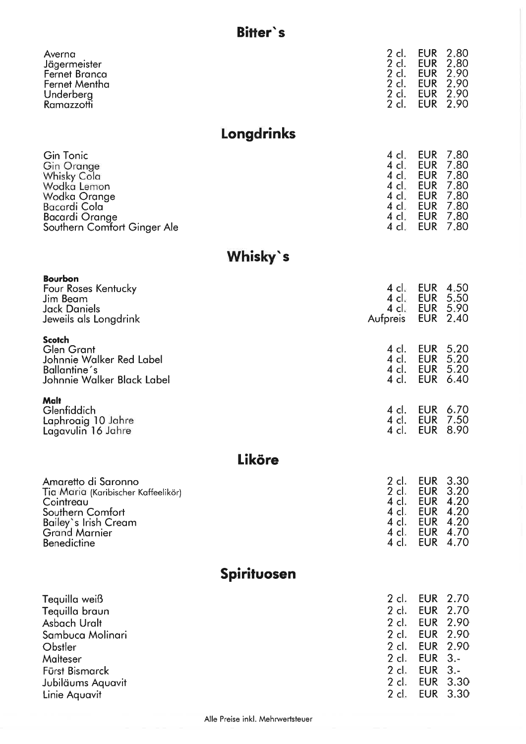## Bitter`s

| | | |
|---|---|---|
| Averna | 2 cl. | EUR 2.80 |
| Jägermeister | 2 cl. | EUR 2.80 |
| Fernet Branca | 2 cl. | EUR 2.90 |
| Fernet Mentha | 2 cl. | EUR 2.90 |
| Underberg | 2 cl. | EUR 2.90 |
| Ramazzotti | 2 cl. | EUR 2.90 |

## Longdrinks

| | | |
|---|---|---|
| Gin Tonic | 4 cl. | EUR 7.80 |
| Gin Orange | 4 cl. | EUR 7.80 |
| Whisky Cola | 4 cl. | EUR 7.80 |
| Wodka Lemon | 4 cl. | EUR 7.80 |
| Wodka Orange | 4 cl. | EUR 7.80 |
| Bacardi Cola | 4 cl. | EUR 7.80 |
| Bacardi Orange | 4 cl. | EUR 7.80 |
| Southern Comfort Ginger Ale | 4 cl. | EUR 7.80 |

## Whisky`s

**Bourbon**

| | | |
|---|---|---|
| Four Roses Kentucky | 4 cl. | EUR 4.50 |
| Jim Beam | 4 cl. | EUR 5.50 |
| Jack Daniels | 4 cl. | EUR 5.90 |
| Jeweils als Longdrink | Aufpreis | EUR 2.40 |

**Scotch**

| | | |
|---|---|---|
| Glen Grant | 4 cl. | EUR 5.20 |
| Johnnie Walker Red Label | 4 cl. | EUR 5.20 |
| Ballantine´s | 4 cl. | EUR 5.20 |
| Johnnie Walker Black Label | 4 cl. | EUR 6.40 |

**Malt**

| | | |
|---|---|---|
| Glenfiddich | 4 cl. | EUR 6.70 |
| Laphroaig 10 Jahre | 4 cl. | EUR 7.50 |
| Lagavulin 16 Jahre | 4 cl. | EUR 8.90 |

## Liköre

| | | |
|---|---|---|
| Amaretto di Saronno | 2 cl. | EUR 3.30 |
| Tia Maria (Karibischer Kaffeelikör) | 2 cl. | EUR 3.20 |
| Cointreau | 4 cl. | EUR 4.20 |
| Southern Comfort | 4 cl. | EUR 4.20 |
| Bailey`s Irish Cream | 4 cl. | EUR 4.20 |
| Grand Marnier | 4 cl. | EUR 4.70 |
| Benedictine | 4 cl. | EUR 4.70 |

## Spirituosen

| | | |
|---|---|---|
| Tequilla weiß | 2 cl. | EUR 2.70 |
| Tequilla braun | 2 cl. | EUR 2.70 |
| Asbach Uralt | 2 cl. | EUR 2.90 |
| Sambuca Molinari | 2 cl. | EUR 2.90 |
| Obstler | 2 cl. | EUR 2.90 |
| Malteser | 2 cl. | EUR 3.- |
| Fürst Bismarck | 2 cl. | EUR 3.- |
| Jubiläums Aquavit | 2 cl. | EUR 3.30 |
| Linie Aquavit | 2 cl. | EUR 3.30 |

Alle Preise inkl. Mehrwertsteuer